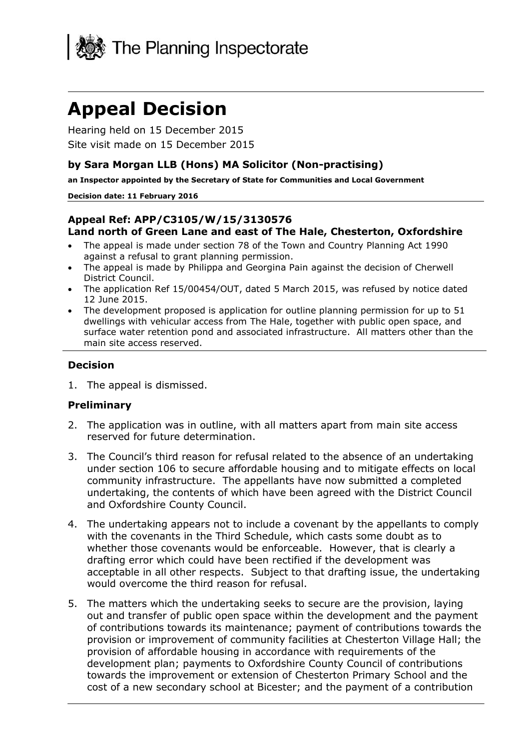The Planning Inspectorate

# Appeal Decision

Hearing held on 15 December 2015

Site visit made on 15 December 2015

### by Sara Morgan LLB (Hons) MA Solicitor (Non-practising)

**an Inspector appointed by the Secretary of State for Communities and Local Government**

**Decision date: 11 February 2016**

### Appeal Ref: APP/C3105/W/15/3130576
### Land north of Green Lane and east of The Hale, Chesterton, Oxfordshire

- The appeal is made under section 78 of the Town and Country Planning Act 1990 against a refusal to grant planning permission.
- The appeal is made by Philippa and Georgina Pain against the decision of Cherwell District Council.
- The application Ref 15/00454/OUT, dated 5 March 2015, was refused by notice dated 12 June 2015.
- The development proposed is application for outline planning permission for up to 51 dwellings with vehicular access from The Hale, together with public open space, and surface water retention pond and associated infrastructure. All matters other than the main site access reserved.

### Decision

1. The appeal is dismissed.

### Preliminary

2. The application was in outline, with all matters apart from main site access reserved for future determination.

3. The Council's third reason for refusal related to the absence of an undertaking under section 106 to secure affordable housing and to mitigate effects on local community infrastructure. The appellants have now submitted a completed undertaking, the contents of which have been agreed with the District Council and Oxfordshire County Council.

4. The undertaking appears not to include a covenant by the appellants to comply with the covenants in the Third Schedule, which casts some doubt as to whether those covenants would be enforceable. However, that is clearly a drafting error which could have been rectified if the development was acceptable in all other respects. Subject to that drafting issue, the undertaking would overcome the third reason for refusal.

5. The matters which the undertaking seeks to secure are the provision, laying out and transfer of public open space within the development and the payment of contributions towards its maintenance; payment of contributions towards the provision or improvement of community facilities at Chesterton Village Hall; the provision of affordable housing in accordance with requirements of the development plan; payments to Oxfordshire County Council of contributions towards the improvement or extension of Chesterton Primary School and the cost of a new secondary school at Bicester; and the payment of a contribution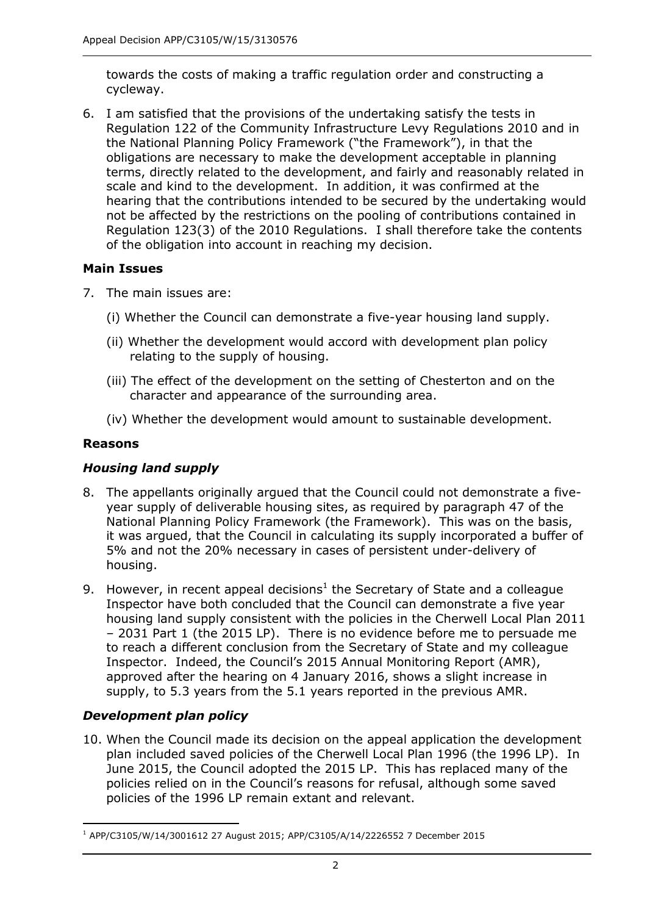towards the costs of making a traffic regulation order and constructing a cycleway.

6. I am satisfied that the provisions of the undertaking satisfy the tests in Regulation 122 of the Community Infrastructure Levy Regulations 2010 and in the National Planning Policy Framework ("the Framework"), in that the obligations are necessary to make the development acceptable in planning terms, directly related to the development, and fairly and reasonably related in scale and kind to the development. In addition, it was confirmed at the hearing that the contributions intended to be secured by the undertaking would not be affected by the restrictions on the pooling of contributions contained in Regulation 123(3) of the 2010 Regulations. I shall therefore take the contents of the obligation into account in reaching my decision.

### Main Issues

7. The main issues are:

   (i) Whether the Council can demonstrate a five-year housing land supply.

   (ii) Whether the development would accord with development plan policy relating to the supply of housing.

   (iii) The effect of the development on the setting of Chesterton and on the character and appearance of the surrounding area.

   (iv) Whether the development would amount to sustainable development.

### Reasons

#### *Housing land supply*

8. The appellants originally argued that the Council could not demonstrate a five-year supply of deliverable housing sites, as required by paragraph 47 of the National Planning Policy Framework (the Framework). This was on the basis, it was argued, that the Council in calculating its supply incorporated a buffer of 5% and not the 20% necessary in cases of persistent under-delivery of housing.

9. However, in recent appeal decisions[1] the Secretary of State and a colleague Inspector have both concluded that the Council can demonstrate a five year housing land supply consistent with the policies in the Cherwell Local Plan 2011 – 2031 Part 1 (the 2015 LP). There is no evidence before me to persuade me to reach a different conclusion from the Secretary of State and my colleague Inspector. Indeed, the Council's 2015 Annual Monitoring Report (AMR), approved after the hearing on 4 January 2016, shows a slight increase in supply, to 5.3 years from the 5.1 years reported in the previous AMR.

#### *Development plan policy*

10. When the Council made its decision on the appeal application the development plan included saved policies of the Cherwell Local Plan 1996 (the 1996 LP). In June 2015, the Council adopted the 2015 LP. This has replaced many of the policies relied on in the Council's reasons for refusal, although some saved policies of the 1996 LP remain extant and relevant.

---

[1] APP/C3105/W/14/3001612 27 August 2015; APP/C3105/A/14/2226552 7 December 2015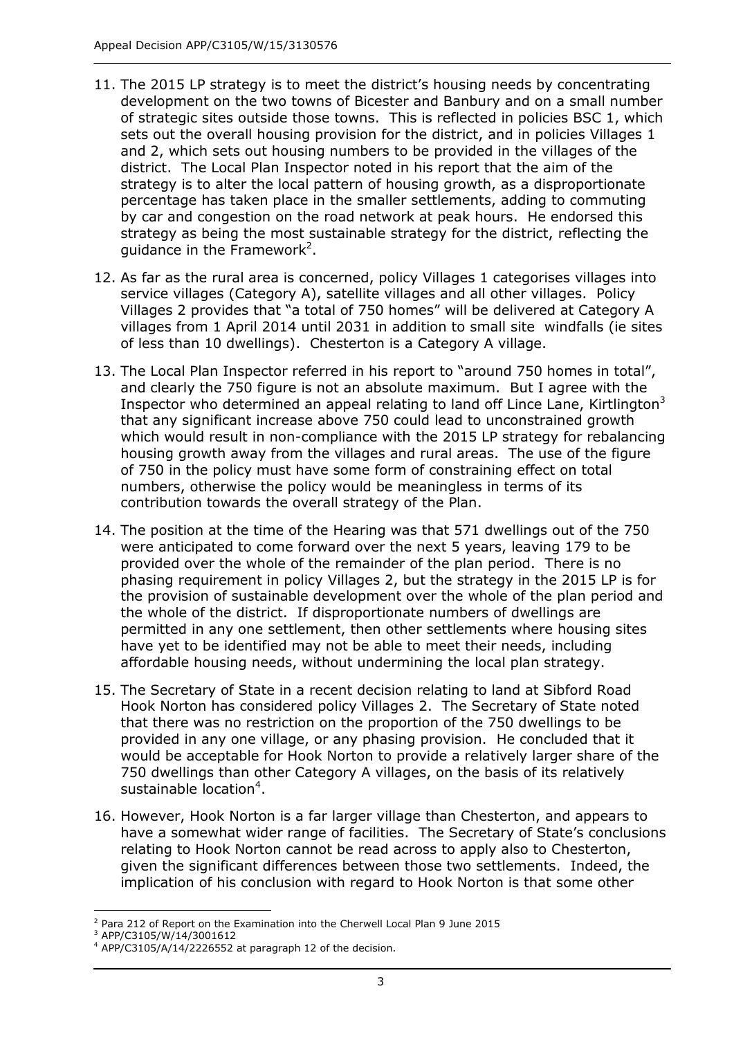11. The 2015 LP strategy is to meet the district's housing needs by concentrating development on the two towns of Bicester and Banbury and on a small number of strategic sites outside those towns. This is reflected in policies BSC 1, which sets out the overall housing provision for the district, and in policies Villages 1 and 2, which sets out housing numbers to be provided in the villages of the district. The Local Plan Inspector noted in his report that the aim of the strategy is to alter the local pattern of housing growth, as a disproportionate percentage has taken place in the smaller settlements, adding to commuting by car and congestion on the road network at peak hours. He endorsed this strategy as being the most sustainable strategy for the district, reflecting the guidance in the Framework[2].

12. As far as the rural area is concerned, policy Villages 1 categorises villages into service villages (Category A), satellite villages and all other villages. Policy Villages 2 provides that "a total of 750 homes" will be delivered at Category A villages from 1 April 2014 until 2031 in addition to small site windfalls (ie sites of less than 10 dwellings). Chesterton is a Category A village.

13. The Local Plan Inspector referred in his report to "around 750 homes in total", and clearly the 750 figure is not an absolute maximum. But I agree with the Inspector who determined an appeal relating to land off Lince Lane, Kirtlington[3] that any significant increase above 750 could lead to unconstrained growth which would result in non-compliance with the 2015 LP strategy for rebalancing housing growth away from the villages and rural areas. The use of the figure of 750 in the policy must have some form of constraining effect on total numbers, otherwise the policy would be meaningless in terms of its contribution towards the overall strategy of the Plan.

14. The position at the time of the Hearing was that 571 dwellings out of the 750 were anticipated to come forward over the next 5 years, leaving 179 to be provided over the whole of the remainder of the plan period. There is no phasing requirement in policy Villages 2, but the strategy in the 2015 LP is for the provision of sustainable development over the whole of the plan period and the whole of the district. If disproportionate numbers of dwellings are permitted in any one settlement, then other settlements where housing sites have yet to be identified may not be able to meet their needs, including affordable housing needs, without undermining the local plan strategy.

15. The Secretary of State in a recent decision relating to land at Sibford Road Hook Norton has considered policy Villages 2. The Secretary of State noted that there was no restriction on the proportion of the 750 dwellings to be provided in any one village, or any phasing provision. He concluded that it would be acceptable for Hook Norton to provide a relatively larger share of the 750 dwellings than other Category A villages, on the basis of its relatively sustainable location[4].

16. However, Hook Norton is a far larger village than Chesterton, and appears to have a somewhat wider range of facilities. The Secretary of State's conclusions relating to Hook Norton cannot be read across to apply also to Chesterton, given the significant differences between those two settlements. Indeed, the implication of his conclusion with regard to Hook Norton is that some other

---

[2] Para 212 of Report on the Examination into the Cherwell Local Plan 9 June 2015

[3] APP/C3105/W/14/3001612

[4] APP/C3105/A/14/2226552 at paragraph 12 of the decision.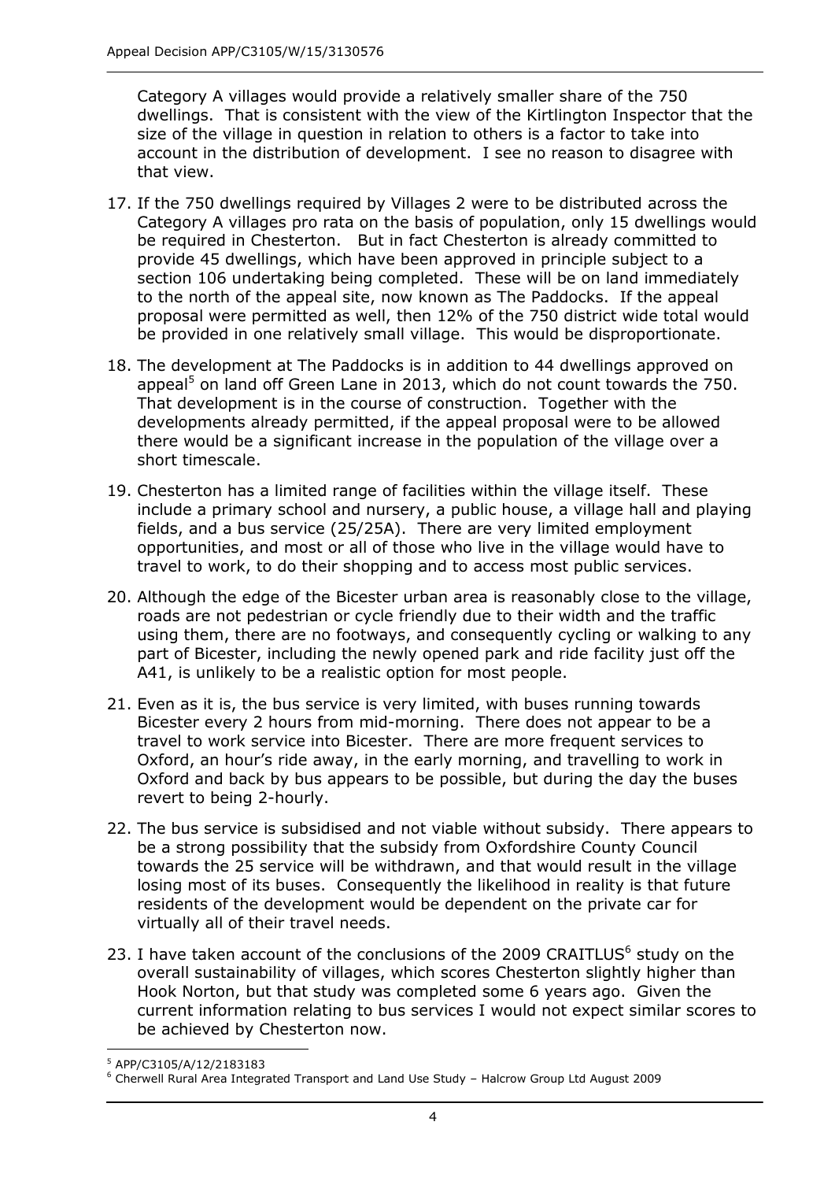Category A villages would provide a relatively smaller share of the 750 dwellings. That is consistent with the view of the Kirtlington Inspector that the size of the village in question in relation to others is a factor to take into account in the distribution of development. I see no reason to disagree with that view.

17. If the 750 dwellings required by Villages 2 were to be distributed across the Category A villages pro rata on the basis of population, only 15 dwellings would be required in Chesterton. But in fact Chesterton is already committed to provide 45 dwellings, which have been approved in principle subject to a section 106 undertaking being completed. These will be on land immediately to the north of the appeal site, now known as The Paddocks. If the appeal proposal were permitted as well, then 12% of the 750 district wide total would be provided in one relatively small village. This would be disproportionate.

18. The development at The Paddocks is in addition to 44 dwellings approved on appeal[5] on land off Green Lane in 2013, which do not count towards the 750. That development is in the course of construction. Together with the developments already permitted, if the appeal proposal were to be allowed there would be a significant increase in the population of the village over a short timescale.

19. Chesterton has a limited range of facilities within the village itself. These include a primary school and nursery, a public house, a village hall and playing fields, and a bus service (25/25A). There are very limited employment opportunities, and most or all of those who live in the village would have to travel to work, to do their shopping and to access most public services.

20. Although the edge of the Bicester urban area is reasonably close to the village, roads are not pedestrian or cycle friendly due to their width and the traffic using them, there are no footways, and consequently cycling or walking to any part of Bicester, including the newly opened park and ride facility just off the A41, is unlikely to be a realistic option for most people.

21. Even as it is, the bus service is very limited, with buses running towards Bicester every 2 hours from mid-morning. There does not appear to be a travel to work service into Bicester. There are more frequent services to Oxford, an hour's ride away, in the early morning, and travelling to work in Oxford and back by bus appears to be possible, but during the day the buses revert to being 2-hourly.

22. The bus service is subsidised and not viable without subsidy. There appears to be a strong possibility that the subsidy from Oxfordshire County Council towards the 25 service will be withdrawn, and that would result in the village losing most of its buses. Consequently the likelihood in reality is that future residents of the development would be dependent on the private car for virtually all of their travel needs.

23. I have taken account of the conclusions of the 2009 CRAITLUS[6] study on the overall sustainability of villages, which scores Chesterton slightly higher than Hook Norton, but that study was completed some 6 years ago. Given the current information relating to bus services I would not expect similar scores to be achieved by Chesterton now.

---

[5] APP/C3105/A/12/2183183

[6] Cherwell Rural Area Integrated Transport and Land Use Study – Halcrow Group Ltd August 2009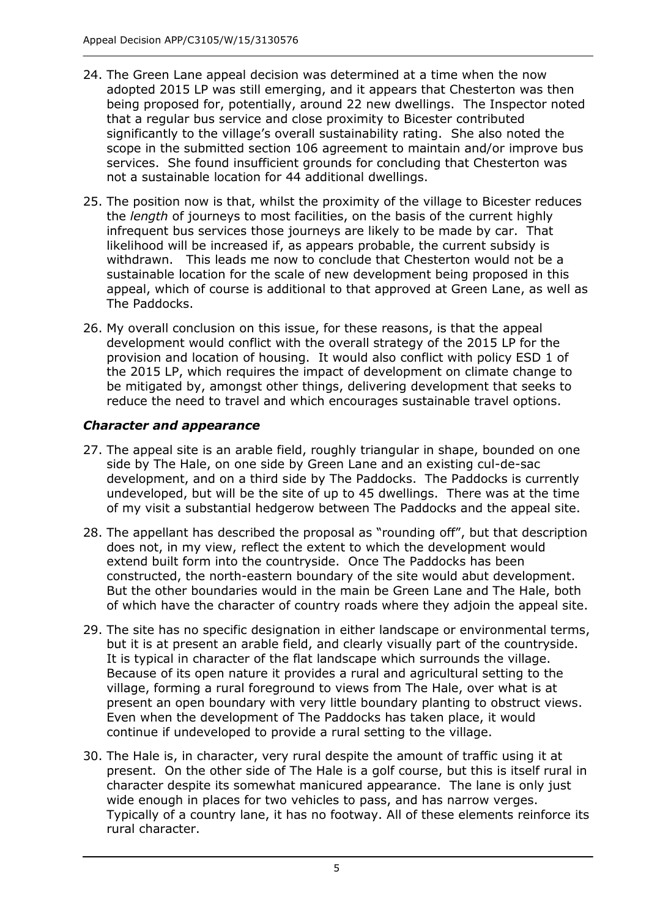24. The Green Lane appeal decision was determined at a time when the now adopted 2015 LP was still emerging, and it appears that Chesterton was then being proposed for, potentially, around 22 new dwellings. The Inspector noted that a regular bus service and close proximity to Bicester contributed significantly to the village's overall sustainability rating. She also noted the scope in the submitted section 106 agreement to maintain and/or improve bus services. She found insufficient grounds for concluding that Chesterton was not a sustainable location for 44 additional dwellings.

25. The position now is that, whilst the proximity of the village to Bicester reduces the *length* of journeys to most facilities, on the basis of the current highly infrequent bus services those journeys are likely to be made by car. That likelihood will be increased if, as appears probable, the current subsidy is withdrawn. This leads me now to conclude that Chesterton would not be a sustainable location for the scale of new development being proposed in this appeal, which of course is additional to that approved at Green Lane, as well as The Paddocks.

26. My overall conclusion on this issue, for these reasons, is that the appeal development would conflict with the overall strategy of the 2015 LP for the provision and location of housing. It would also conflict with policy ESD 1 of the 2015 LP, which requires the impact of development on climate change to be mitigated by, amongst other things, delivering development that seeks to reduce the need to travel and which encourages sustainable travel options.

### *Character and appearance*

27. The appeal site is an arable field, roughly triangular in shape, bounded on one side by The Hale, on one side by Green Lane and an existing cul-de-sac development, and on a third side by The Paddocks. The Paddocks is currently undeveloped, but will be the site of up to 45 dwellings. There was at the time of my visit a substantial hedgerow between The Paddocks and the appeal site.

28. The appellant has described the proposal as "rounding off", but that description does not, in my view, reflect the extent to which the development would extend built form into the countryside. Once The Paddocks has been constructed, the north-eastern boundary of the site would abut development. But the other boundaries would in the main be Green Lane and The Hale, both of which have the character of country roads where they adjoin the appeal site.

29. The site has no specific designation in either landscape or environmental terms, but it is at present an arable field, and clearly visually part of the countryside. It is typical in character of the flat landscape which surrounds the village. Because of its open nature it provides a rural and agricultural setting to the village, forming a rural foreground to views from The Hale, over what is at present an open boundary with very little boundary planting to obstruct views. Even when the development of The Paddocks has taken place, it would continue if undeveloped to provide a rural setting to the village.

30. The Hale is, in character, very rural despite the amount of traffic using it at present. On the other side of The Hale is a golf course, but this is itself rural in character despite its somewhat manicured appearance. The lane is only just wide enough in places for two vehicles to pass, and has narrow verges. Typically of a country lane, it has no footway. All of these elements reinforce its rural character.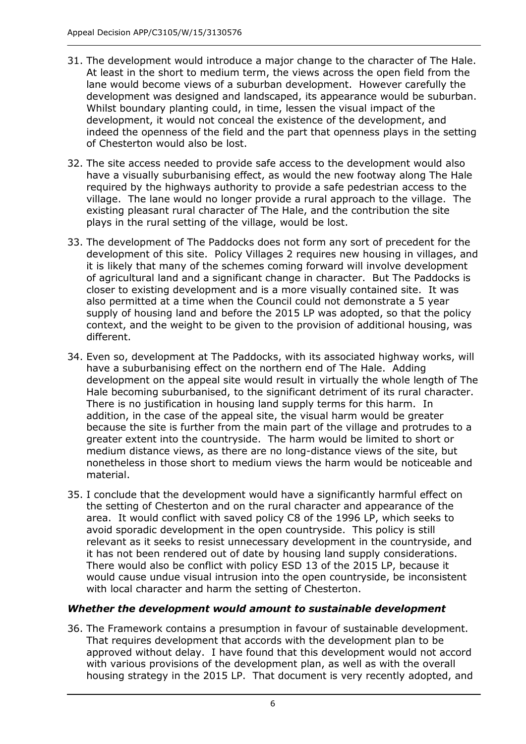31. The development would introduce a major change to the character of The Hale. At least in the short to medium term, the views across the open field from the lane would become views of a suburban development. However carefully the development was designed and landscaped, its appearance would be suburban. Whilst boundary planting could, in time, lessen the visual impact of the development, it would not conceal the existence of the development, and indeed the openness of the field and the part that openness plays in the setting of Chesterton would also be lost.

32. The site access needed to provide safe access to the development would also have a visually suburbanising effect, as would the new footway along The Hale required by the highways authority to provide a safe pedestrian access to the village. The lane would no longer provide a rural approach to the village. The existing pleasant rural character of The Hale, and the contribution the site plays in the rural setting of the village, would be lost.

33. The development of The Paddocks does not form any sort of precedent for the development of this site. Policy Villages 2 requires new housing in villages, and it is likely that many of the schemes coming forward will involve development of agricultural land and a significant change in character. But The Paddocks is closer to existing development and is a more visually contained site. It was also permitted at a time when the Council could not demonstrate a 5 year supply of housing land and before the 2015 LP was adopted, so that the policy context, and the weight to be given to the provision of additional housing, was different.

34. Even so, development at The Paddocks, with its associated highway works, will have a suburbanising effect on the northern end of The Hale. Adding development on the appeal site would result in virtually the whole length of The Hale becoming suburbanised, to the significant detriment of its rural character. There is no justification in housing land supply terms for this harm. In addition, in the case of the appeal site, the visual harm would be greater because the site is further from the main part of the village and protrudes to a greater extent into the countryside. The harm would be limited to short or medium distance views, as there are no long-distance views of the site, but nonetheless in those short to medium views the harm would be noticeable and material.

35. I conclude that the development would have a significantly harmful effect on the setting of Chesterton and on the rural character and appearance of the area. It would conflict with saved policy C8 of the 1996 LP, which seeks to avoid sporadic development in the open countryside. This policy is still relevant as it seeks to resist unnecessary development in the countryside, and it has not been rendered out of date by housing land supply considerations. There would also be conflict with policy ESD 13 of the 2015 LP, because it would cause undue visual intrusion into the open countryside, be inconsistent with local character and harm the setting of Chesterton.

### *Whether the development would amount to sustainable development*

36. The Framework contains a presumption in favour of sustainable development. That requires development that accords with the development plan to be approved without delay. I have found that this development would not accord with various provisions of the development plan, as well as with the overall housing strategy in the 2015 LP. That document is very recently adopted, and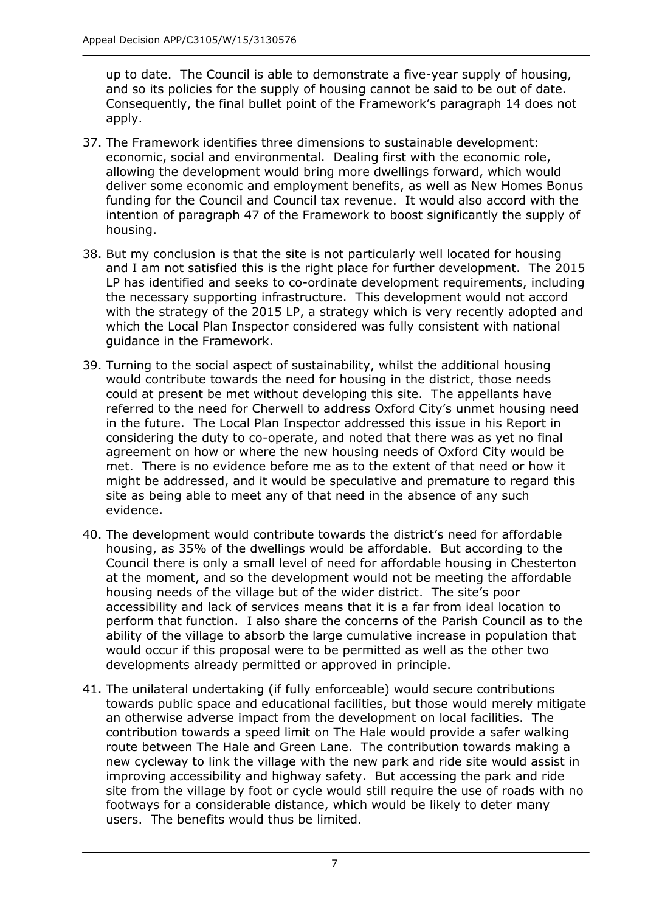up to date. The Council is able to demonstrate a five-year supply of housing, and so its policies for the supply of housing cannot be said to be out of date. Consequently, the final bullet point of the Framework's paragraph 14 does not apply.

37. The Framework identifies three dimensions to sustainable development: economic, social and environmental. Dealing first with the economic role, allowing the development would bring more dwellings forward, which would deliver some economic and employment benefits, as well as New Homes Bonus funding for the Council and Council tax revenue. It would also accord with the intention of paragraph 47 of the Framework to boost significantly the supply of housing.

38. But my conclusion is that the site is not particularly well located for housing and I am not satisfied this is the right place for further development. The 2015 LP has identified and seeks to co-ordinate development requirements, including the necessary supporting infrastructure. This development would not accord with the strategy of the 2015 LP, a strategy which is very recently adopted and which the Local Plan Inspector considered was fully consistent with national guidance in the Framework.

39. Turning to the social aspect of sustainability, whilst the additional housing would contribute towards the need for housing in the district, those needs could at present be met without developing this site. The appellants have referred to the need for Cherwell to address Oxford City's unmet housing need in the future. The Local Plan Inspector addressed this issue in his Report in considering the duty to co-operate, and noted that there was as yet no final agreement on how or where the new housing needs of Oxford City would be met. There is no evidence before me as to the extent of that need or how it might be addressed, and it would be speculative and premature to regard this site as being able to meet any of that need in the absence of any such evidence.

40. The development would contribute towards the district's need for affordable housing, as 35% of the dwellings would be affordable. But according to the Council there is only a small level of need for affordable housing in Chesterton at the moment, and so the development would not be meeting the affordable housing needs of the village but of the wider district. The site's poor accessibility and lack of services means that it is a far from ideal location to perform that function. I also share the concerns of the Parish Council as to the ability of the village to absorb the large cumulative increase in population that would occur if this proposal were to be permitted as well as the other two developments already permitted or approved in principle.

41. The unilateral undertaking (if fully enforceable) would secure contributions towards public space and educational facilities, but those would merely mitigate an otherwise adverse impact from the development on local facilities. The contribution towards a speed limit on The Hale would provide a safer walking route between The Hale and Green Lane. The contribution towards making a new cycleway to link the village with the new park and ride site would assist in improving accessibility and highway safety. But accessing the park and ride site from the village by foot or cycle would still require the use of roads with no footways for a considerable distance, which would be likely to deter many users. The benefits would thus be limited.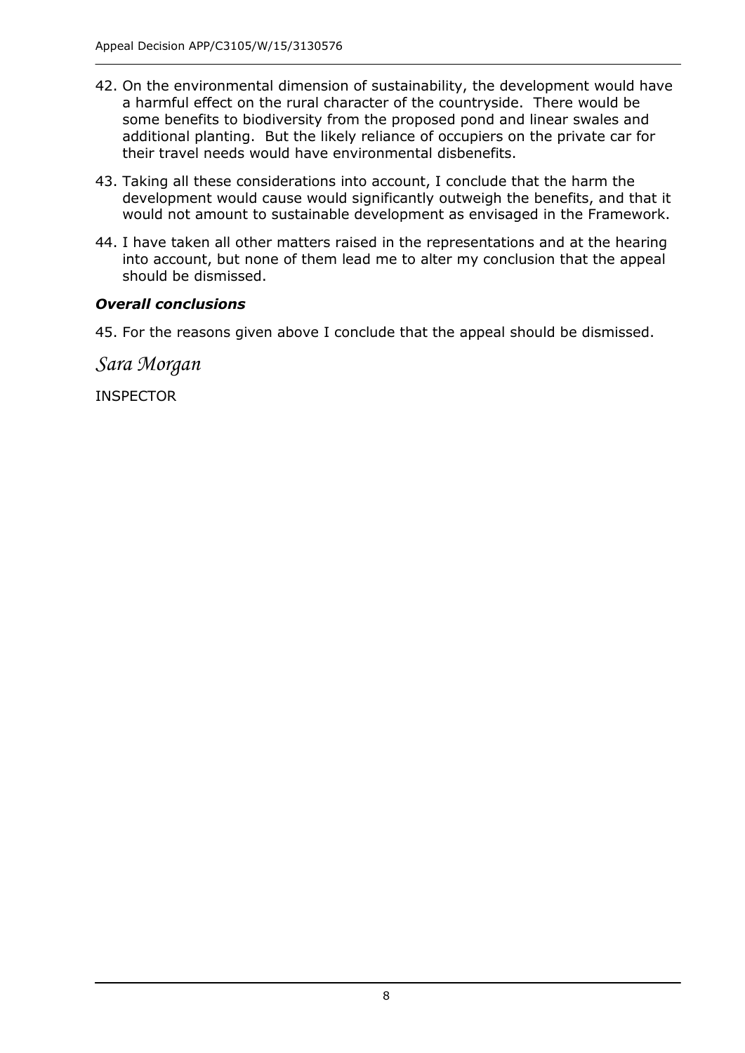42. On the environmental dimension of sustainability, the development would have a harmful effect on the rural character of the countryside. There would be some benefits to biodiversity from the proposed pond and linear swales and additional planting. But the likely reliance of occupiers on the private car for their travel needs would have environmental disbenefits.

43. Taking all these considerations into account, I conclude that the harm the development would cause would significantly outweigh the benefits, and that it would not amount to sustainable development as envisaged in the Framework.

44. I have taken all other matters raised in the representations and at the hearing into account, but none of them lead me to alter my conclusion that the appeal should be dismissed.

### *Overall conclusions*

45. For the reasons given above I conclude that the appeal should be dismissed.

*Sara Morgan*

INSPECTOR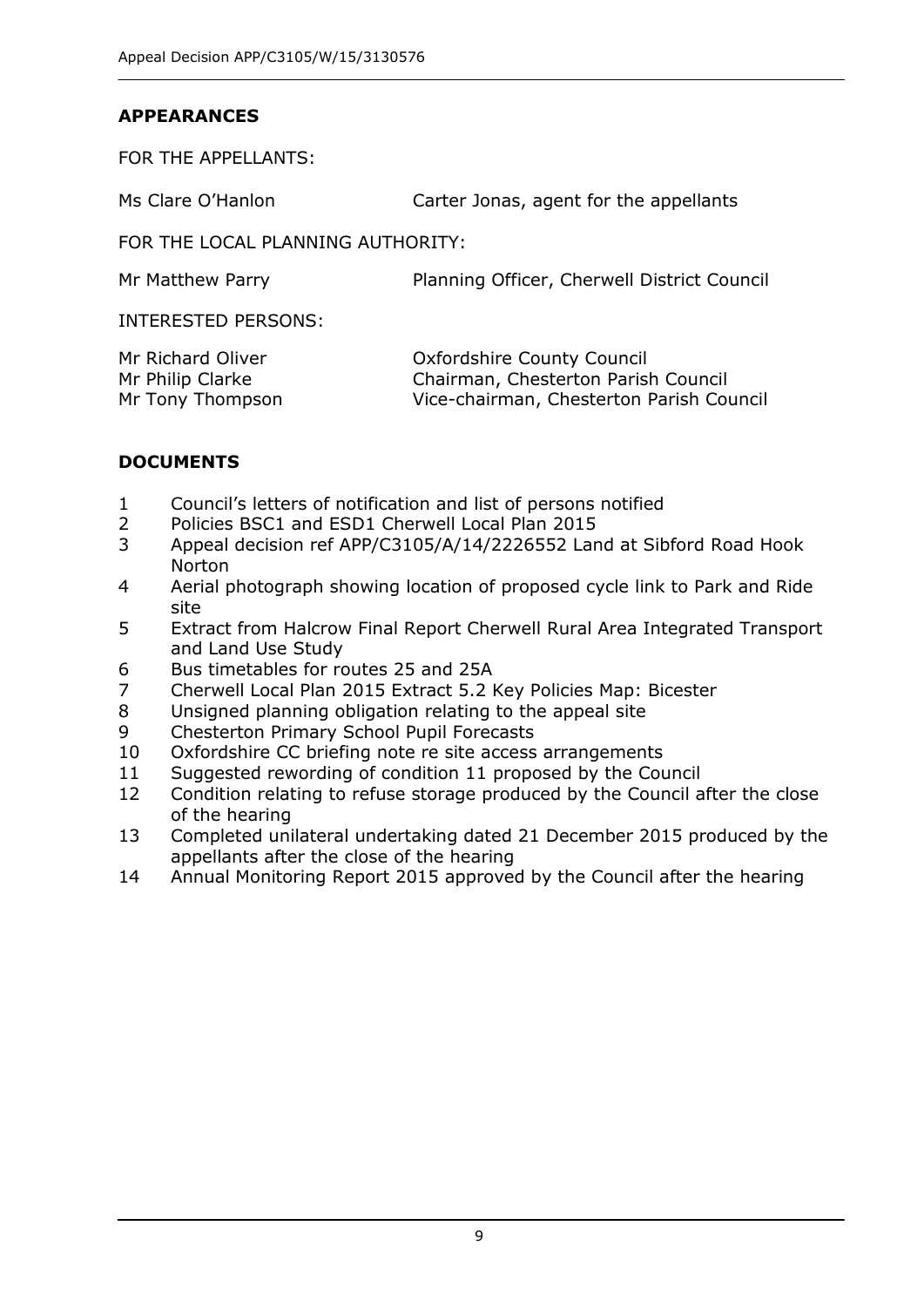## APPEARANCES

FOR THE APPELLANTS:

| | |
|---|---|
| Ms Clare O'Hanlon | Carter Jonas, agent for the appellants |

FOR THE LOCAL PLANNING AUTHORITY:

| | |
|---|---|
| Mr Matthew Parry | Planning Officer, Cherwell District Council |

INTERESTED PERSONS:

| | |
|---|---|
| Mr Richard Oliver | Oxfordshire County Council |
| Mr Philip Clarke | Chairman, Chesterton Parish Council |
| Mr Tony Thompson | Vice-chairman, Chesterton Parish Council |

## DOCUMENTS

1. Council's letters of notification and list of persons notified
2. Policies BSC1 and ESD1 Cherwell Local Plan 2015
3. Appeal decision ref APP/C3105/A/14/2226552 Land at Sibford Road Hook Norton
4. Aerial photograph showing location of proposed cycle link to Park and Ride site
5. Extract from Halcrow Final Report Cherwell Rural Area Integrated Transport and Land Use Study
6. Bus timetables for routes 25 and 25A
7. Cherwell Local Plan 2015 Extract 5.2 Key Policies Map: Bicester
8. Unsigned planning obligation relating to the appeal site
9. Chesterton Primary School Pupil Forecasts
10. Oxfordshire CC briefing note re site access arrangements
11. Suggested rewording of condition 11 proposed by the Council
12. Condition relating to refuse storage produced by the Council after the close of the hearing
13. Completed unilateral undertaking dated 21 December 2015 produced by the appellants after the close of the hearing
14. Annual Monitoring Report 2015 approved by the Council after the hearing